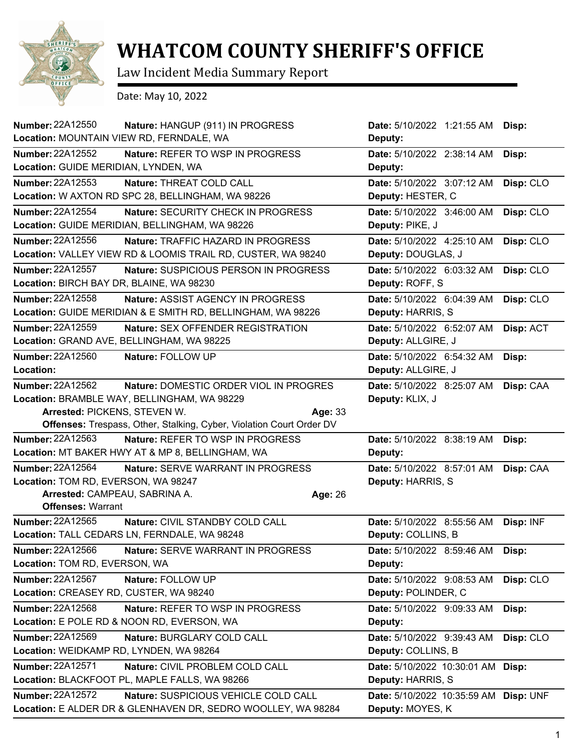# WHATCOM COUNTY SHERIFF'S OFFICE

Law Incident Media Summary Report

Date: May 10, 2022

---

**Number:** 22A12550 **Nature:** HANGUP (911) IN PROGRESS **Date:** 5/10/2022 1:21:55 AM **Disp:**
**Location:** MOUNTAIN VIEW RD, FERNDALE, WA **Deputy:**

---

**Number:** 22A12552 **Nature:** REFER TO WSP IN PROGRESS **Date:** 5/10/2022 2:38:14 AM **Disp:**
**Location:** GUIDE MERIDIAN, LYNDEN, WA **Deputy:**

---

**Number:** 22A12553 **Nature:** THREAT COLD CALL **Date:** 5/10/2022 3:07:12 AM **Disp:** CLO
**Location:** W AXTON RD SPC 28, BELLINGHAM, WA 98226 **Deputy:** HESTER, C

---

**Number:** 22A12554 **Nature:** SECURITY CHECK IN PROGRESS **Date:** 5/10/2022 3:46:00 AM **Disp:** CLO
**Location:** GUIDE MERIDIAN, BELLINGHAM, WA 98226 **Deputy:** PIKE, J

---

**Number:** 22A12556 **Nature:** TRAFFIC HAZARD IN PROGRESS **Date:** 5/10/2022 4:25:10 AM **Disp:** CLO
**Location:** VALLEY VIEW RD & LOOMIS TRAIL RD, CUSTER, WA 98240 **Deputy:** DOUGLAS, J

---

**Number:** 22A12557 **Nature:** SUSPICIOUS PERSON IN PROGRESS **Date:** 5/10/2022 6:03:32 AM **Disp:** CLO
**Location:** BIRCH BAY DR, BLAINE, WA 98230 **Deputy:** ROFF, S

---

**Number:** 22A12558 **Nature:** ASSIST AGENCY IN PROGRESS **Date:** 5/10/2022 6:04:39 AM **Disp:** CLO
**Location:** GUIDE MERIDIAN & E SMITH RD, BELLINGHAM, WA 98226 **Deputy:** HARRIS, S

---

**Number:** 22A12559 **Nature:** SEX OFFENDER REGISTRATION **Date:** 5/10/2022 6:52:07 AM **Disp:** ACT
**Location:** GRAND AVE, BELLINGHAM, WA 98225 **Deputy:** ALLGIRE, J

---

**Number:** 22A12560 **Nature:** FOLLOW UP **Date:** 5/10/2022 6:54:32 AM **Disp:**
**Location:** **Deputy:** ALLGIRE, J

---

**Number:** 22A12562 **Nature:** DOMESTIC ORDER VIOL IN PROGRES **Date:** 5/10/2022 8:25:07 AM **Disp:** CAA
**Location:** BRAMBLE WAY, BELLINGHAM, WA 98229 **Deputy:** KLIX, J
**Arrested:** PICKENS, STEVEN W. **Age:** 33
**Offenses:** Trespass, Other, Stalking, Cyber, Violation Court Order DV

---

**Number:** 22A12563 **Nature:** REFER TO WSP IN PROGRESS **Date:** 5/10/2022 8:38:19 AM **Disp:**
**Location:** MT BAKER HWY AT & MP 8, BELLINGHAM, WA **Deputy:**

---

**Number:** 22A12564 **Nature:** SERVE WARRANT IN PROGRESS **Date:** 5/10/2022 8:57:01 AM **Disp:** CAA
**Location:** TOM RD, EVERSON, WA 98247 **Deputy:** HARRIS, S
**Arrested:** CAMPEAU, SABRINA A. **Age:** 26
**Offenses:** Warrant

---

**Number:** 22A12565 **Nature:** CIVIL STANDBY COLD CALL **Date:** 5/10/2022 8:55:56 AM **Disp:** INF
**Location:** TALL CEDARS LN, FERNDALE, WA 98248 **Deputy:** COLLINS, B

---

**Number:** 22A12566 **Nature:** SERVE WARRANT IN PROGRESS **Date:** 5/10/2022 8:59:46 AM **Disp:**
**Location:** TOM RD, EVERSON, WA **Deputy:**

---

**Number:** 22A12567 **Nature:** FOLLOW UP **Date:** 5/10/2022 9:08:53 AM **Disp:** CLO
**Location:** CREASEY RD, CUSTER, WA 98240 **Deputy:** POLINDER, C

---

**Number:** 22A12568 **Nature:** REFER TO WSP IN PROGRESS **Date:** 5/10/2022 9:09:33 AM **Disp:**
**Location:** E POLE RD & NOON RD, EVERSON, WA **Deputy:**

---

**Number:** 22A12569 **Nature:** BURGLARY COLD CALL **Date:** 5/10/2022 9:39:43 AM **Disp:** CLO
**Location:** WEIDKAMP RD, LYNDEN, WA 98264 **Deputy:** COLLINS, B

---

**Number:** 22A12571 **Nature:** CIVIL PROBLEM COLD CALL **Date:** 5/10/2022 10:30:01 AM **Disp:**
**Location:** BLACKFOOT PL, MAPLE FALLS, WA 98266 **Deputy:** HARRIS, S

---

**Number:** 22A12572 **Nature:** SUSPICIOUS VEHICLE COLD CALL **Date:** 5/10/2022 10:35:59 AM **Disp:** UNF
**Location:** E ALDER DR & GLENHAVEN DR, SEDRO WOOLLEY, WA 98284 **Deputy:** MOYES, K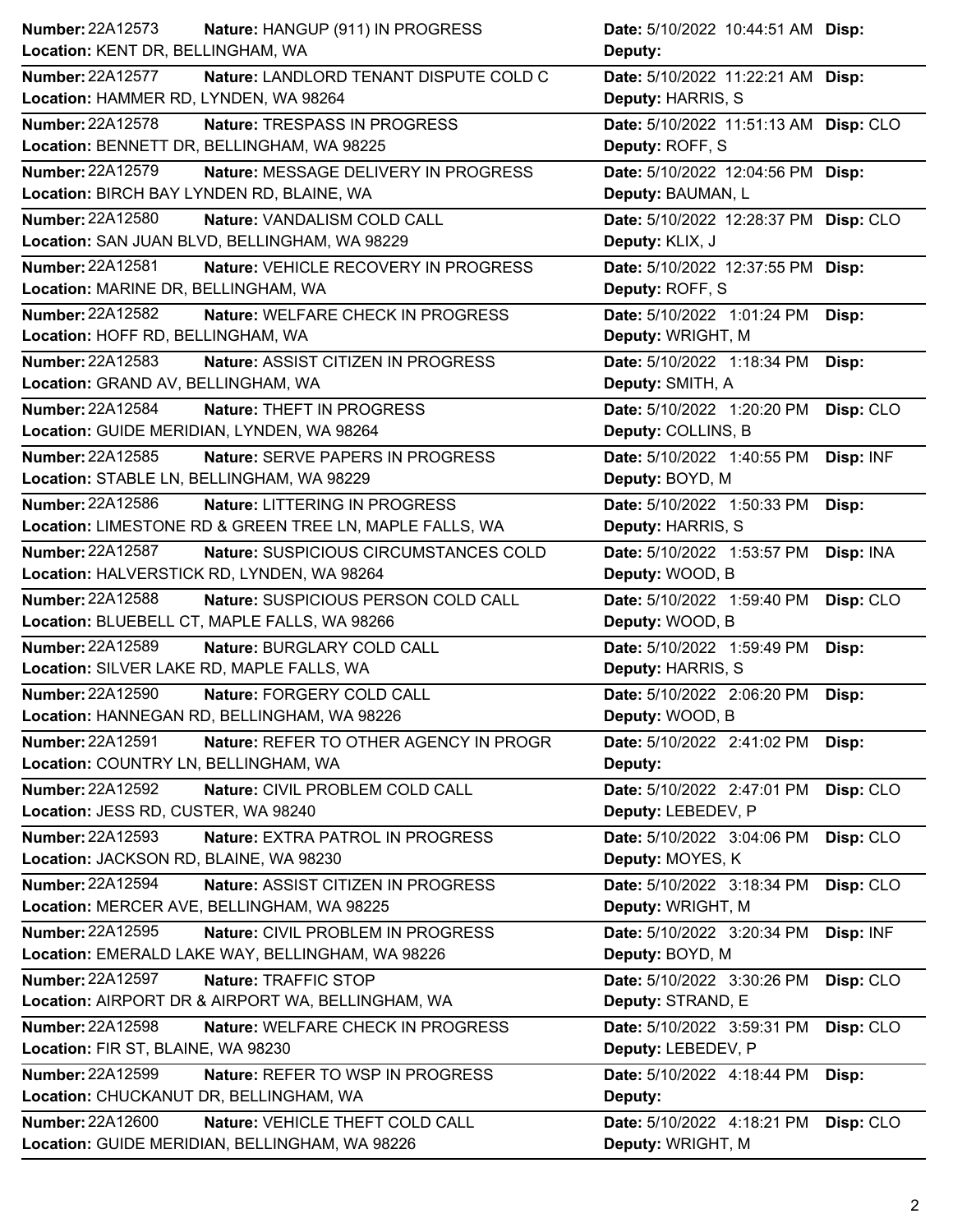| Number | Nature | Date | Disp | Location | Deputy |
|---|---|---|---|---|---|
| 22A12573 | HANGUP (911) IN PROGRESS | 5/10/2022 10:44:51 AM | | KENT DR, BELLINGHAM, WA | |
| 22A12577 | LANDLORD TENANT DISPUTE COLD C | 5/10/2022 11:22:21 AM | | HAMMER RD, LYNDEN, WA 98264 | HARRIS, S |
| 22A12578 | TRESPASS IN PROGRESS | 5/10/2022 11:51:13 AM | CLO | BENNETT DR, BELLINGHAM, WA 98225 | ROFF, S |
| 22A12579 | MESSAGE DELIVERY IN PROGRESS | 5/10/2022 12:04:56 PM | | BIRCH BAY LYNDEN RD, BLAINE, WA | BAUMAN, L |
| 22A12580 | VANDALISM COLD CALL | 5/10/2022 12:28:37 PM | CLO | SAN JUAN BLVD, BELLINGHAM, WA 98229 | KLIX, J |
| 22A12581 | VEHICLE RECOVERY IN PROGRESS | 5/10/2022 12:37:55 PM | | MARINE DR, BELLINGHAM, WA | ROFF, S |
| 22A12582 | WELFARE CHECK IN PROGRESS | 5/10/2022 1:01:24 PM | | HOFF RD, BELLINGHAM, WA | WRIGHT, M |
| 22A12583 | ASSIST CITIZEN IN PROGRESS | 5/10/2022 1:18:34 PM | | GRAND AV, BELLINGHAM, WA | SMITH, A |
| 22A12584 | THEFT IN PROGRESS | 5/10/2022 1:20:20 PM | CLO | GUIDE MERIDIAN, LYNDEN, WA 98264 | COLLINS, B |
| 22A12585 | SERVE PAPERS IN PROGRESS | 5/10/2022 1:40:55 PM | INF | STABLE LN, BELLINGHAM, WA 98229 | BOYD, M |
| 22A12586 | LITTERING IN PROGRESS | 5/10/2022 1:50:33 PM | | LIMESTONE RD & GREEN TREE LN, MAPLE FALLS, WA | HARRIS, S |
| 22A12587 | SUSPICIOUS CIRCUMSTANCES COLD | 5/10/2022 1:53:57 PM | INA | HALVERSTICK RD, LYNDEN, WA 98264 | WOOD, B |
| 22A12588 | SUSPICIOUS PERSON COLD CALL | 5/10/2022 1:59:40 PM | CLO | BLUEBELL CT, MAPLE FALLS, WA 98266 | WOOD, B |
| 22A12589 | BURGLARY COLD CALL | 5/10/2022 1:59:49 PM | | SILVER LAKE RD, MAPLE FALLS, WA | HARRIS, S |
| 22A12590 | FORGERY COLD CALL | 5/10/2022 2:06:20 PM | | HANNEGAN RD, BELLINGHAM, WA 98226 | WOOD, B |
| 22A12591 | REFER TO OTHER AGENCY IN PROGR | 5/10/2022 2:41:02 PM | | COUNTRY LN, BELLINGHAM, WA | |
| 22A12592 | CIVIL PROBLEM COLD CALL | 5/10/2022 2:47:01 PM | CLO | JESS RD, CUSTER, WA 98240 | LEBEDEV, P |
| 22A12593 | EXTRA PATROL IN PROGRESS | 5/10/2022 3:04:06 PM | CLO | JACKSON RD, BLAINE, WA 98230 | MOYES, K |
| 22A12594 | ASSIST CITIZEN IN PROGRESS | 5/10/2022 3:18:34 PM | CLO | MERCER AVE, BELLINGHAM, WA 98225 | WRIGHT, M |
| 22A12595 | CIVIL PROBLEM IN PROGRESS | 5/10/2022 3:20:34 PM | INF | EMERALD LAKE WAY, BELLINGHAM, WA 98226 | BOYD, M |
| 22A12597 | TRAFFIC STOP | 5/10/2022 3:30:26 PM | CLO | AIRPORT DR & AIRPORT WA, BELLINGHAM, WA | STRAND, E |
| 22A12598 | WELFARE CHECK IN PROGRESS | 5/10/2022 3:59:31 PM | CLO | FIR ST, BLAINE, WA 98230 | LEBEDEV, P |
| 22A12599 | REFER TO WSP IN PROGRESS | 5/10/2022 4:18:44 PM | | CHUCKANUT DR, BELLINGHAM, WA | |
| 22A12600 | VEHICLE THEFT COLD CALL | 5/10/2022 4:18:21 PM | CLO | GUIDE MERIDIAN, BELLINGHAM, WA 98226 | WRIGHT, M |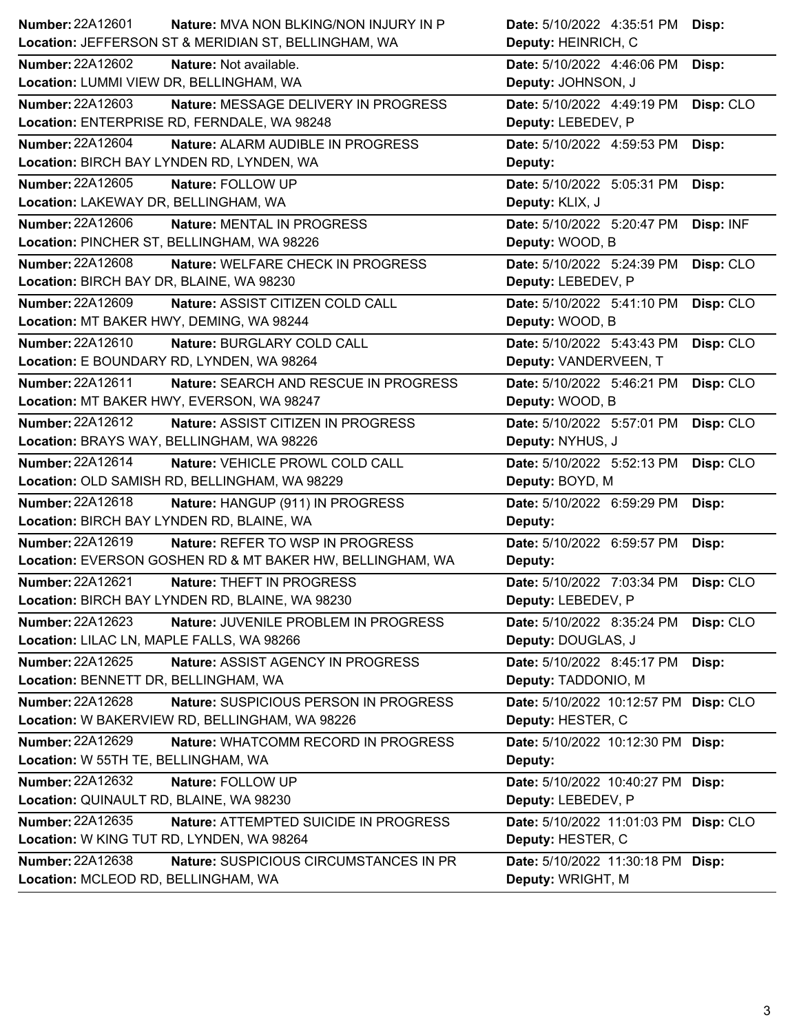**Number:** 22A12601 **Nature:** MVA NON BLKING/NON INJURY IN P **Date:** 5/10/2022 4:35:51 PM **Disp:**
**Location:** JEFFERSON ST & MERIDIAN ST, BELLINGHAM, WA **Deputy:** HEINRICH, C

---

**Number:** 22A12602 **Nature:** Not available. **Date:** 5/10/2022 4:46:06 PM **Disp:**
**Location:** LUMMI VIEW DR, BELLINGHAM, WA **Deputy:** JOHNSON, J

---

**Number:** 22A12603 **Nature:** MESSAGE DELIVERY IN PROGRESS **Date:** 5/10/2022 4:49:19 PM **Disp:** CLO
**Location:** ENTERPRISE RD, FERNDALE, WA 98248 **Deputy:** LEBEDEV, P

---

**Number:** 22A12604 **Nature:** ALARM AUDIBLE IN PROGRESS **Date:** 5/10/2022 4:59:53 PM **Disp:**
**Location:** BIRCH BAY LYNDEN RD, LYNDEN, WA **Deputy:**

---

**Number:** 22A12605 **Nature:** FOLLOW UP **Date:** 5/10/2022 5:05:31 PM **Disp:**
**Location:** LAKEWAY DR, BELLINGHAM, WA **Deputy:** KLIX, J

---

**Number:** 22A12606 **Nature:** MENTAL IN PROGRESS **Date:** 5/10/2022 5:20:47 PM **Disp:** INF
**Location:** PINCHER ST, BELLINGHAM, WA 98226 **Deputy:** WOOD, B

---

**Number:** 22A12608 **Nature:** WELFARE CHECK IN PROGRESS **Date:** 5/10/2022 5:24:39 PM **Disp:** CLO
**Location:** BIRCH BAY DR, BLAINE, WA 98230 **Deputy:** LEBEDEV, P

---

**Number:** 22A12609 **Nature:** ASSIST CITIZEN COLD CALL **Date:** 5/10/2022 5:41:10 PM **Disp:** CLO
**Location:** MT BAKER HWY, DEMING, WA 98244 **Deputy:** WOOD, B

---

**Number:** 22A12610 **Nature:** BURGLARY COLD CALL **Date:** 5/10/2022 5:43:43 PM **Disp:** CLO
**Location:** E BOUNDARY RD, LYNDEN, WA 98264 **Deputy:** VANDERVEEN, T

---

**Number:** 22A12611 **Nature:** SEARCH AND RESCUE IN PROGRESS **Date:** 5/10/2022 5:46:21 PM **Disp:** CLO
**Location:** MT BAKER HWY, EVERSON, WA 98247 **Deputy:** WOOD, B

---

**Number:** 22A12612 **Nature:** ASSIST CITIZEN IN PROGRESS **Date:** 5/10/2022 5:57:01 PM **Disp:** CLO
**Location:** BRAYS WAY, BELLINGHAM, WA 98226 **Deputy:** NYHUS, J

---

**Number:** 22A12614 **Nature:** VEHICLE PROWL COLD CALL **Date:** 5/10/2022 5:52:13 PM **Disp:** CLO
**Location:** OLD SAMISH RD, BELLINGHAM, WA 98229 **Deputy:** BOYD, M

---

**Number:** 22A12618 **Nature:** HANGUP (911) IN PROGRESS **Date:** 5/10/2022 6:59:29 PM **Disp:**
**Location:** BIRCH BAY LYNDEN RD, BLAINE, WA **Deputy:**

---

**Number:** 22A12619 **Nature:** REFER TO WSP IN PROGRESS **Date:** 5/10/2022 6:59:57 PM **Disp:**
**Location:** EVERSON GOSHEN RD & MT BAKER HW, BELLINGHAM, WA **Deputy:**

---

**Number:** 22A12621 **Nature:** THEFT IN PROGRESS **Date:** 5/10/2022 7:03:34 PM **Disp:** CLO
**Location:** BIRCH BAY LYNDEN RD, BLAINE, WA 98230 **Deputy:** LEBEDEV, P

---

**Number:** 22A12623 **Nature:** JUVENILE PROBLEM IN PROGRESS **Date:** 5/10/2022 8:35:24 PM **Disp:** CLO
**Location:** LILAC LN, MAPLE FALLS, WA 98266 **Deputy:** DOUGLAS, J

---

**Number:** 22A12625 **Nature:** ASSIST AGENCY IN PROGRESS **Date:** 5/10/2022 8:45:17 PM **Disp:**
**Location:** BENNETT DR, BELLINGHAM, WA **Deputy:** TADDONIO, M

---

**Number:** 22A12628 **Nature:** SUSPICIOUS PERSON IN PROGRESS **Date:** 5/10/2022 10:12:57 PM **Disp:** CLO
**Location:** W BAKERVIEW RD, BELLINGHAM, WA 98226 **Deputy:** HESTER, C

---

**Number:** 22A12629 **Nature:** WHATCOMM RECORD IN PROGRESS **Date:** 5/10/2022 10:12:30 PM **Disp:**
**Location:** W 55TH TE, BELLINGHAM, WA **Deputy:**

---

**Number:** 22A12632 **Nature:** FOLLOW UP **Date:** 5/10/2022 10:40:27 PM **Disp:**
**Location:** QUINAULT RD, BLAINE, WA 98230 **Deputy:** LEBEDEV, P

---

**Number:** 22A12635 **Nature:** ATTEMPTED SUICIDE IN PROGRESS **Date:** 5/10/2022 11:01:03 PM **Disp:** CLO
**Location:** W KING TUT RD, LYNDEN, WA 98264 **Deputy:** HESTER, C

---

**Number:** 22A12638 **Nature:** SUSPICIOUS CIRCUMSTANCES IN PR **Date:** 5/10/2022 11:30:18 PM **Disp:**
**Location:** MCLEOD RD, BELLINGHAM, WA **Deputy:** WRIGHT, M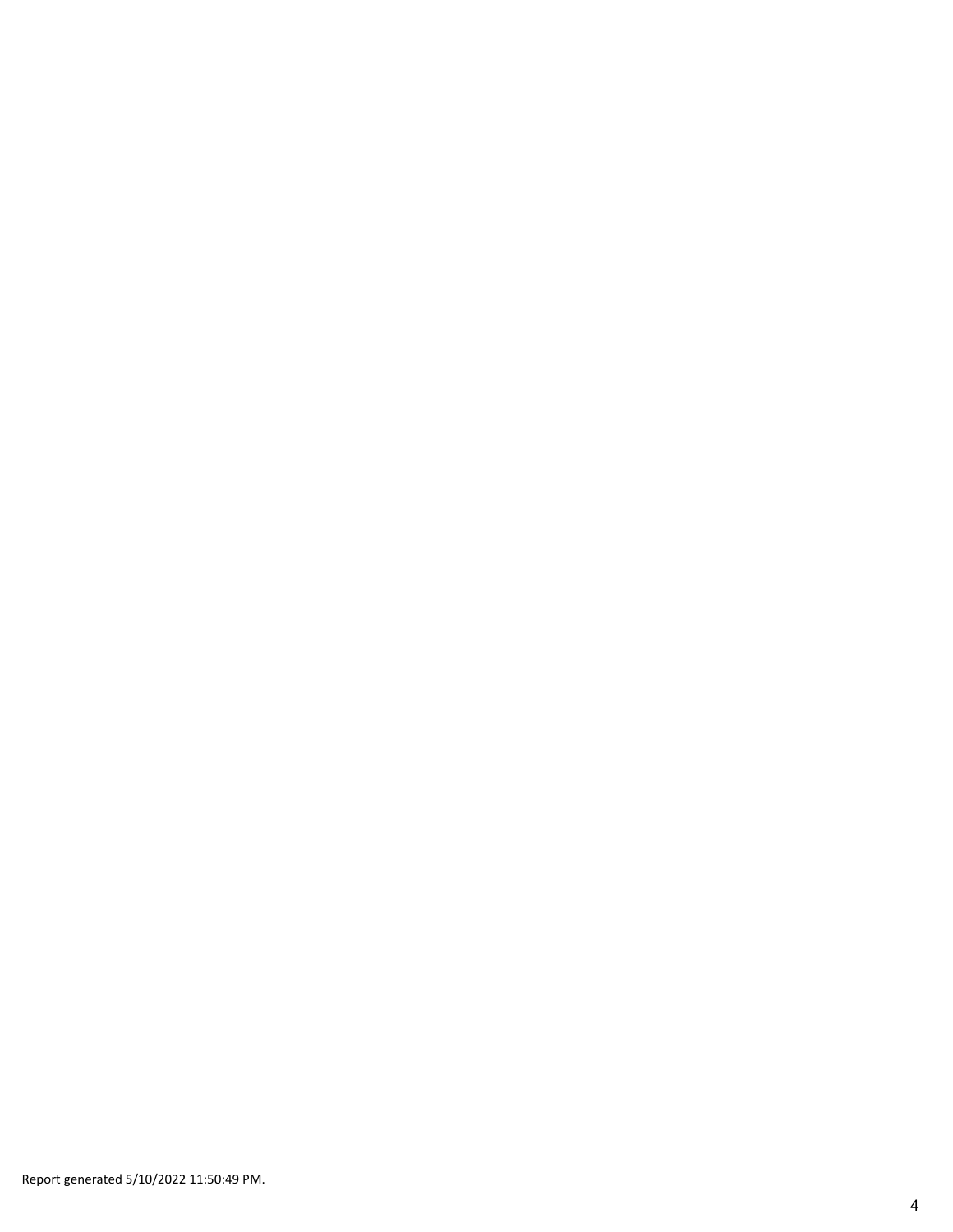Report generated 5/10/2022 11:50:49 PM.